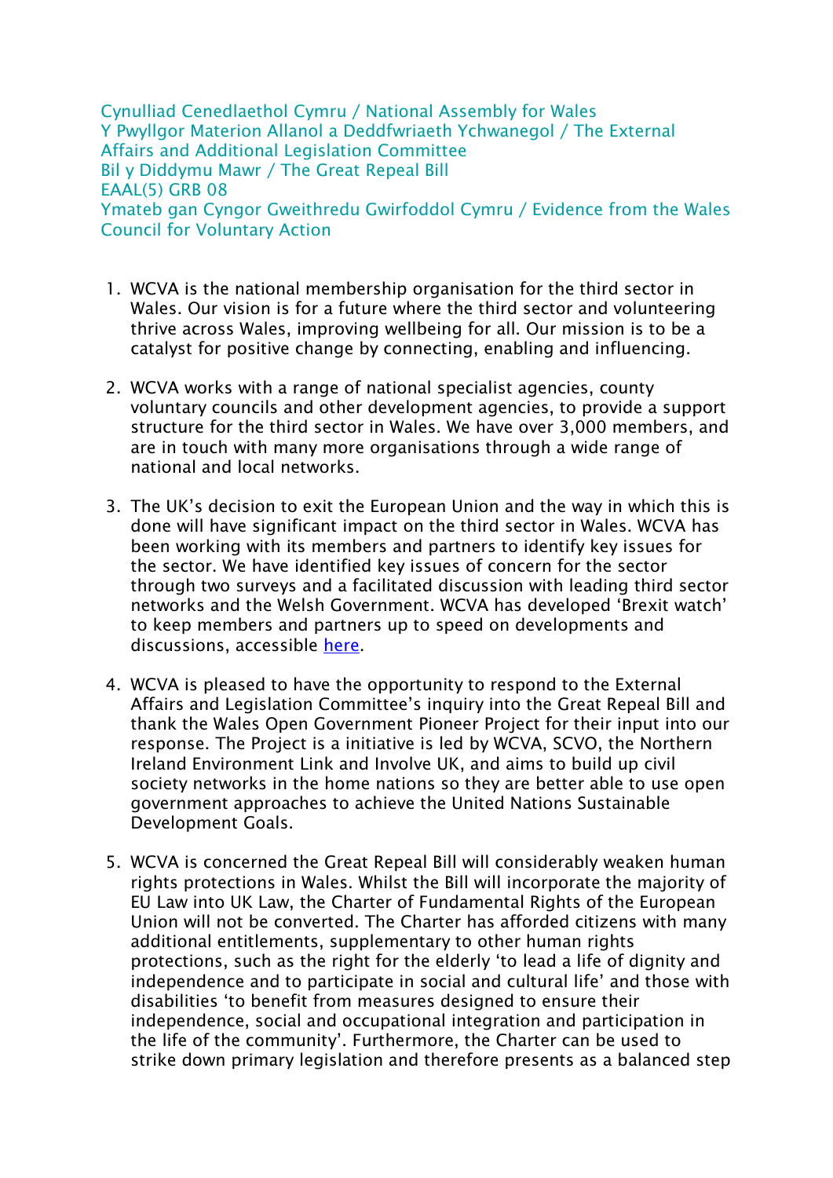Cynulliad Cenedlaethol Cymru / National Assembly for Wales
Y Pwyllgor Materion Allanol a Deddfwriaeth Ychwanegol / The External Affairs and Additional Legislation Committee
Bil y Diddymu Mawr / The Great Repeal Bill
EAAL(5) GRB 08
Ymateb gan Cyngor Gweithredu Gwirfoddol Cymru / Evidence from the Wales Council for Voluntary Action

1. WCVA is the national membership organisation for the third sector in Wales. Our vision is for a future where the third sector and volunteering thrive across Wales, improving wellbeing for all. Our mission is to be a catalyst for positive change by connecting, enabling and influencing.

2. WCVA works with a range of national specialist agencies, county voluntary councils and other development agencies, to provide a support structure for the third sector in Wales. We have over 3,000 members, and are in touch with many more organisations through a wide range of national and local networks.

3. The UK's decision to exit the European Union and the way in which this is done will have significant impact on the third sector in Wales. WCVA has been working with its members and partners to identify key issues for the sector. We have identified key issues of concern for the sector through two surveys and a facilitated discussion with leading third sector networks and the Welsh Government. WCVA has developed 'Brexit watch' to keep members and partners up to speed on developments and discussions, accessible here.

4. WCVA is pleased to have the opportunity to respond to the External Affairs and Legislation Committee's inquiry into the Great Repeal Bill and thank the Wales Open Government Pioneer Project for their input into our response. The Project is a initiative is led by WCVA, SCVO, the Northern Ireland Environment Link and Involve UK, and aims to build up civil society networks in the home nations so they are better able to use open government approaches to achieve the United Nations Sustainable Development Goals.

5. WCVA is concerned the Great Repeal Bill will considerably weaken human rights protections in Wales. Whilst the Bill will incorporate the majority of EU Law into UK Law, the Charter of Fundamental Rights of the European Union will not be converted. The Charter has afforded citizens with many additional entitlements, supplementary to other human rights protections, such as the right for the elderly 'to lead a life of dignity and independence and to participate in social and cultural life' and those with disabilities 'to benefit from measures designed to ensure their independence, social and occupational integration and participation in the life of the community'. Furthermore, the Charter can be used to strike down primary legislation and therefore presents as a balanced step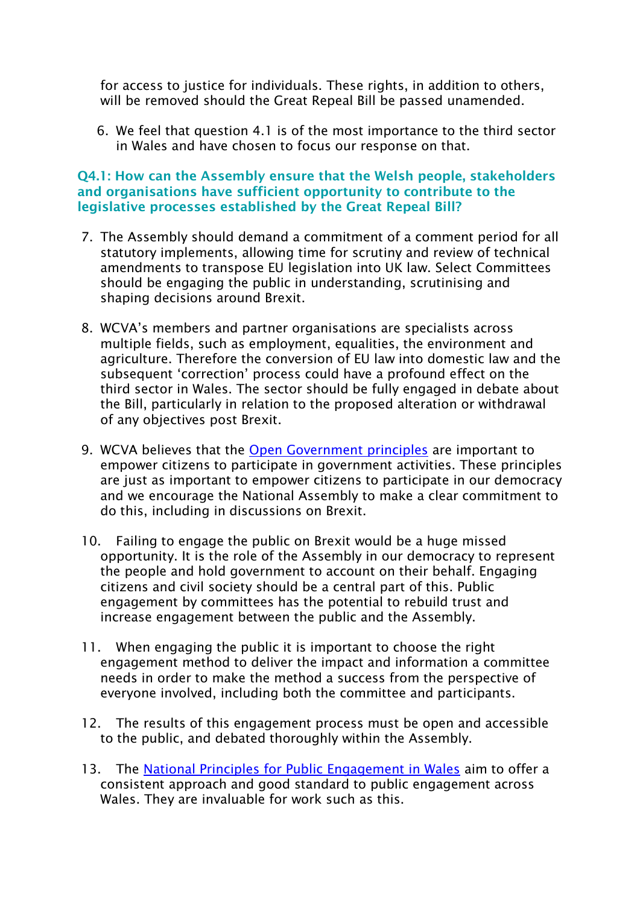for access to justice for individuals. These rights, in addition to others, will be removed should the Great Repeal Bill be passed unamended.

6. We feel that question 4.1 is of the most importance to the third sector in Wales and have chosen to focus our response on that.

### Q4.1: How can the Assembly ensure that the Welsh people, stakeholders and organisations have sufficient opportunity to contribute to the legislative processes established by the Great Repeal Bill?

7. The Assembly should demand a commitment of a comment period for all statutory implements, allowing time for scrutiny and review of technical amendments to transpose EU legislation into UK law. Select Committees should be engaging the public in understanding, scrutinising and shaping decisions around Brexit.

8. WCVA's members and partner organisations are specialists across multiple fields, such as employment, equalities, the environment and agriculture. Therefore the conversion of EU law into domestic law and the subsequent 'correction' process could have a profound effect on the third sector in Wales. The sector should be fully engaged in debate about the Bill, particularly in relation to the proposed alteration or withdrawal of any objectives post Brexit.

9. WCVA believes that the Open Government principles are important to empower citizens to participate in government activities. These principles are just as important to empower citizens to participate in our democracy and we encourage the National Assembly to make a clear commitment to do this, including in discussions on Brexit.

10. Failing to engage the public on Brexit would be a huge missed opportunity. It is the role of the Assembly in our democracy to represent the people and hold government to account on their behalf. Engaging citizens and civil society should be a central part of this. Public engagement by committees has the potential to rebuild trust and increase engagement between the public and the Assembly.

11. When engaging the public it is important to choose the right engagement method to deliver the impact and information a committee needs in order to make the method a success from the perspective of everyone involved, including both the committee and participants.

12. The results of this engagement process must be open and accessible to the public, and debated thoroughly within the Assembly.

13. The National Principles for Public Engagement in Wales aim to offer a consistent approach and good standard to public engagement across Wales. They are invaluable for work such as this.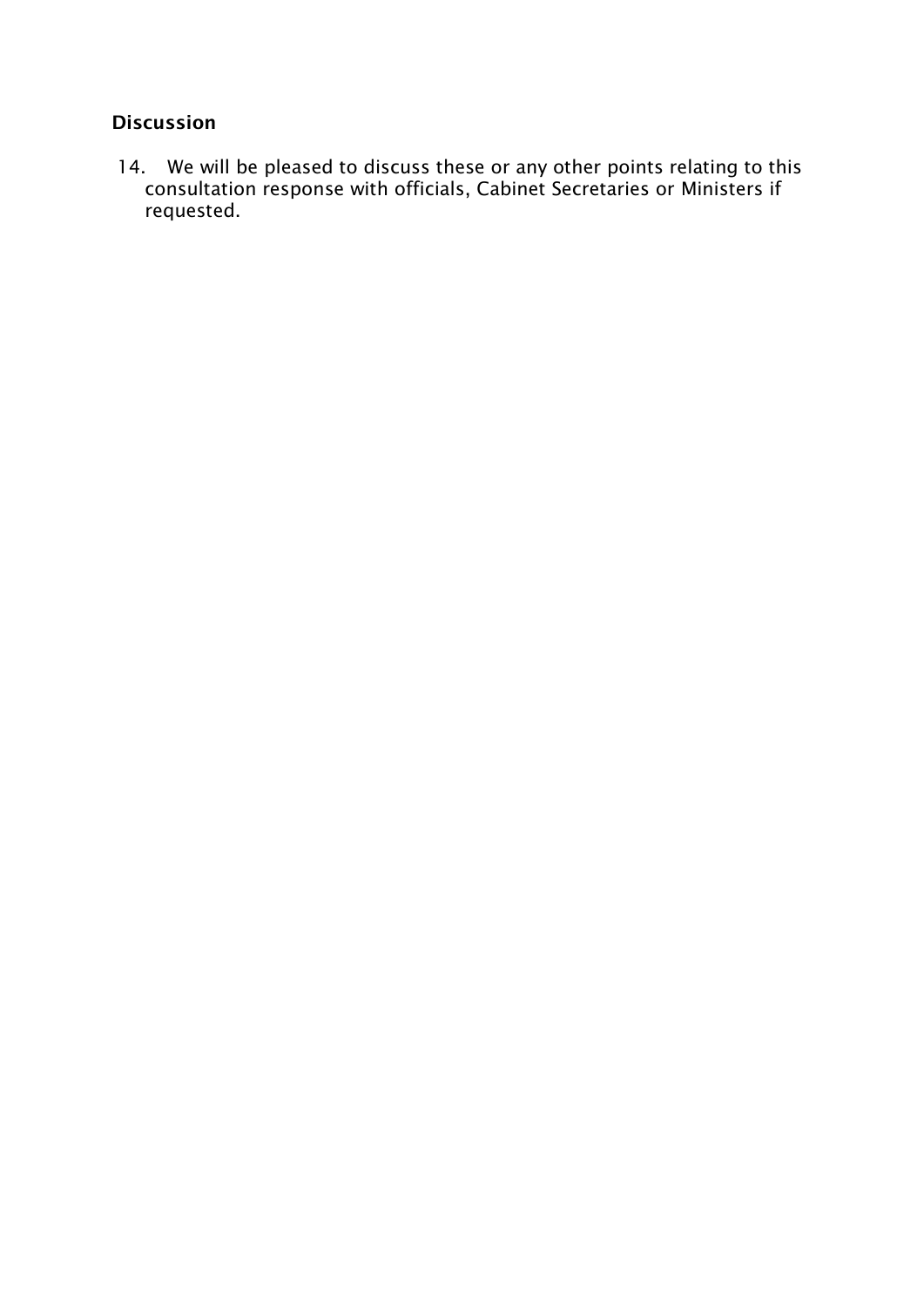**Discussion**

14. We will be pleased to discuss these or any other points relating to this consultation response with officials, Cabinet Secretaries or Ministers if requested.